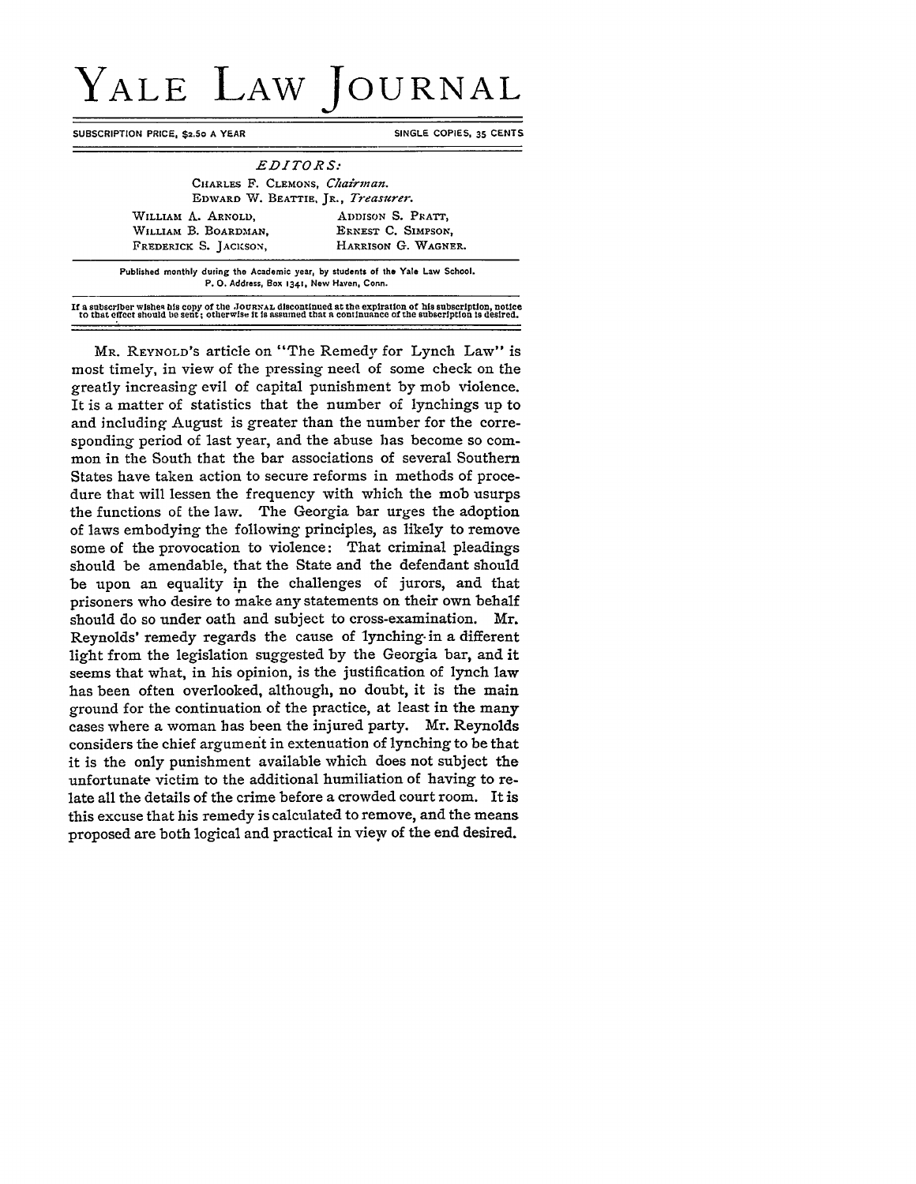# YALE LAW JOURNAL

SUBSCRIPTION PRICE, $2.50 A YEAR | SINGLE COPIES, 35 CENTS

*EDITORS:*

CHARLES F. CLEMONS, *Chairman.*
EDWARD W. BEATTIE, JR., *Treasurer.*

WILLIAM A. ARNOLD,
WILLIAM B. BOARDMAN,
FREDERICK S. JACKSON,
ADDISON S. PRATT,
ERNEST C. SIMPSON,
HARRISON G. WAGNER.

Published monthly during the Academic year, by students of the Yale Law School.
P. O. Address, Box 1341, New Haven, Conn.

If a subscriber wishes his copy of the JOURNAL discontinued at the expiration of his subscription, notice to that effect should be sent; otherwise it is assumed that a continuance of the subscription is desired.

---

MR. REYNOLD's article on "The Remedy for Lynch Law" is most timely, in view of the pressing need of some check on the greatly increasing evil of capital punishment by mob violence. It is a matter of statistics that the number of lynchings up to and including August is greater than the number for the corresponding period of last year, and the abuse has become so common in the South that the bar associations of several Southern States have taken action to secure reforms in methods of procedure that will lessen the frequency with which the mob usurps the functions of the law. The Georgia bar urges the adoption of laws embodying the following principles, as likely to remove some of the provocation to violence: That criminal pleadings should be amendable, that the State and the defendant should be upon an equality in the challenges of jurors, and that prisoners who desire to make any statements on their own behalf should do so under oath and subject to cross-examination. Mr. Reynolds' remedy regards the cause of lynching in a different light from the legislation suggested by the Georgia bar, and it seems that what, in his opinion, is the justification of lynch law has been often overlooked, although, no doubt, it is the main ground for the continuation of the practice, at least in the many cases where a woman has been the injured party. Mr. Reynolds considers the chief argument in extenuation of lynching to be that it is the only punishment available which does not subject the unfortunate victim to the additional humiliation of having to relate all the details of the crime before a crowded court room. It is this excuse that his remedy is calculated to remove, and the means proposed are both logical and practical in view of the end desired.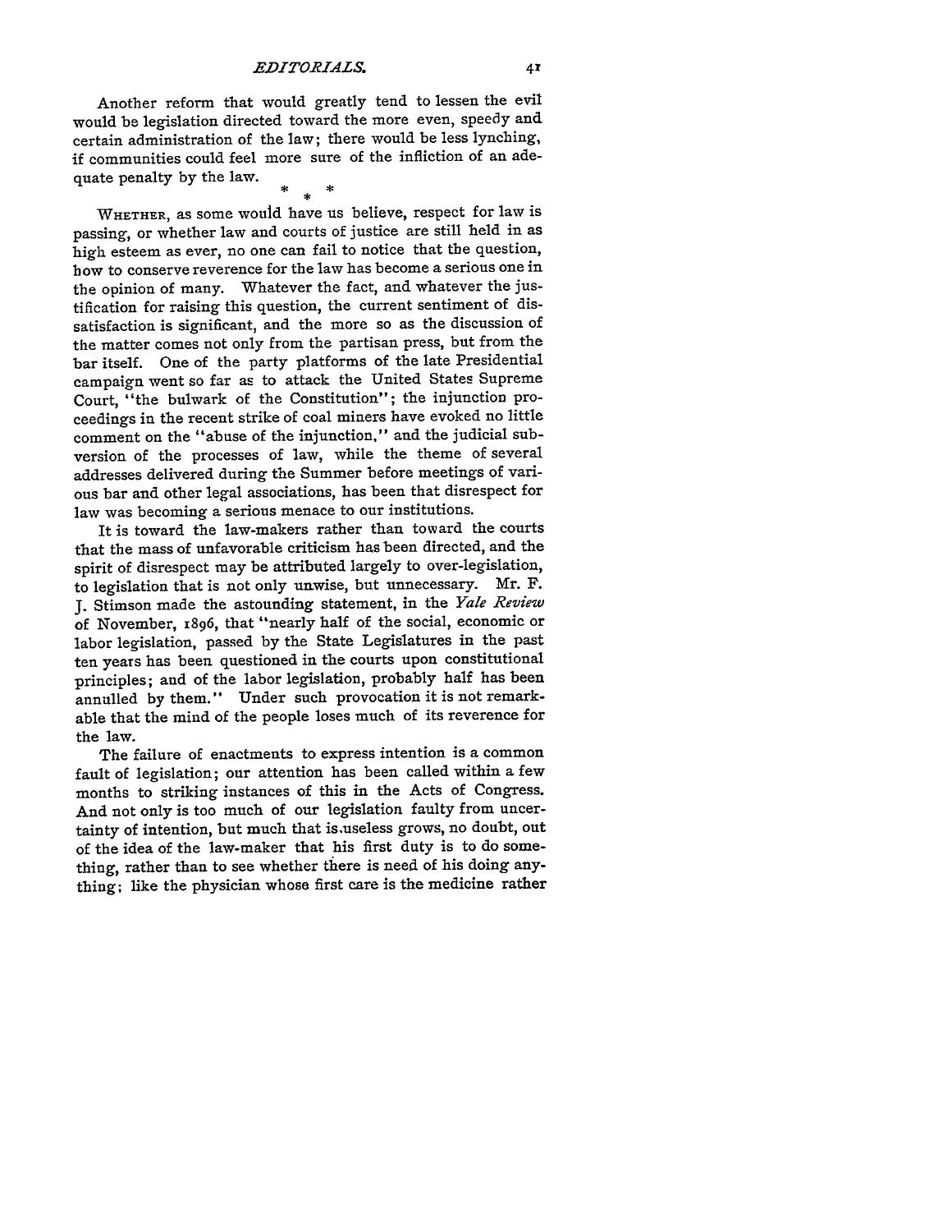Another reform that would greatly tend to lessen the evil would be legislation directed toward the more even, speedy and certain administration of the law; there would be less lynching, if communities could feel more sure of the infliction of an adequate penalty by the law.

\* \* \*

WHETHER, as some would have us believe, respect for law is passing, or whether law and courts of justice are still held in as high esteem as ever, no one can fail to notice that the question, how to conserve reverence for the law has become a serious one in the opinion of many. Whatever the fact, and whatever the justification for raising this question, the current sentiment of dissatisfaction is significant, and the more so as the discussion of the matter comes not only from the partisan press, but from the bar itself. One of the party platforms of the late Presidential campaign went so far as to attack the United States Supreme Court, "the bulwark of the Constitution"; the injunction proceedings in the recent strike of coal miners have evoked no little comment on the "abuse of the injunction," and the judicial subversion of the processes of law, while the theme of several addresses delivered during the Summer before meetings of various bar and other legal associations, has been that disrespect for law was becoming a serious menace to our institutions.

It is toward the law-makers rather than toward the courts that the mass of unfavorable criticism has been directed, and the spirit of disrespect may be attributed largely to over-legislation, to legislation that is not only unwise, but unnecessary. Mr. F. J. Stimson made the astounding statement, in the *Yale Review* of November, 1896, that "nearly half of the social, economic or labor legislation, passed by the State Legislatures in the past ten years has been questioned in the courts upon constitutional principles; and of the labor legislation, probably half has been annulled by them." Under such provocation it is not remarkable that the mind of the people loses much of its reverence for the law.

The failure of enactments to express intention is a common fault of legislation; our attention has been called within a few months to striking instances of this in the Acts of Congress. And not only is too much of our legislation faulty from uncertainty of intention, but much that is useless grows, no doubt, out of the idea of the law-maker that his first duty is to do something, rather than to see whether there is need of his doing anything; like the physician whose first care is the medicine rather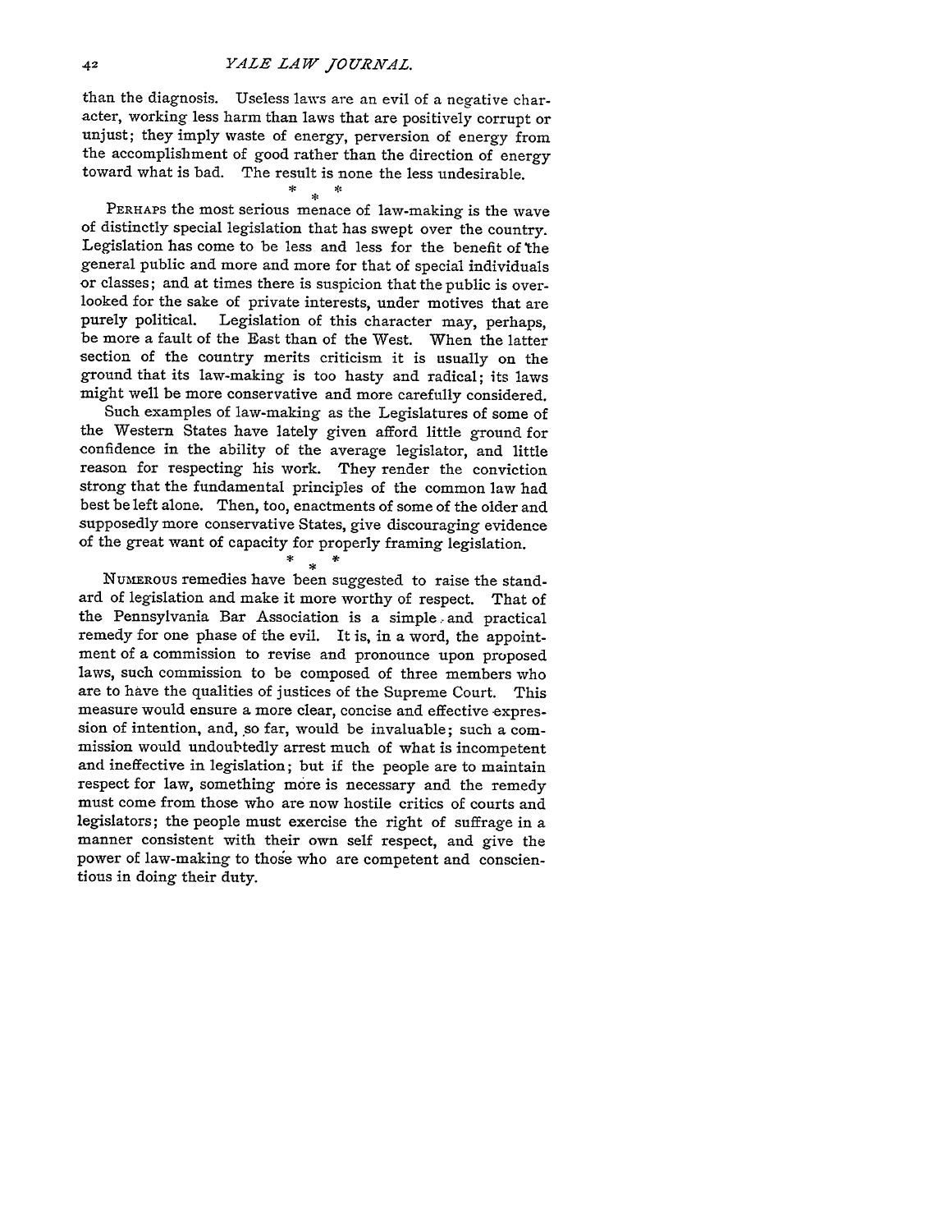than the diagnosis. Useless laws are an evil of a negative character, working less harm than laws that are positively corrupt or unjust; they imply waste of energy, perversion of energy from the accomplishment of good rather than the direction of energy toward what is bad. The result is none the less undesirable.

\* \* \*

PERHAPS the most serious menace of law-making is the wave of distinctly special legislation that has swept over the country. Legislation has come to be less and less for the benefit of the general public and more and more for that of special individuals or classes; and at times there is suspicion that the public is overlooked for the sake of private interests, under motives that are purely political. Legislation of this character may, perhaps, be more a fault of the East than of the West. When the latter section of the country merits criticism it is usually on the ground that its law-making is too hasty and radical; its laws might well be more conservative and more carefully considered.

Such examples of law-making as the Legislatures of some of the Western States have lately given afford little ground for confidence in the ability of the average legislator, and little reason for respecting his work. They render the conviction strong that the fundamental principles of the common law had best be left alone. Then, too, enactments of some of the older and supposedly more conservative States, give discouraging evidence of the great want of capacity for properly framing legislation.

\* \* \*

NUMEROUS remedies have been suggested to raise the standard of legislation and make it more worthy of respect. That of the Pennsylvania Bar Association is a simple and practical remedy for one phase of the evil. It is, in a word, the appointment of a commission to revise and pronounce upon proposed laws, such commission to be composed of three members who are to have the qualities of justices of the Supreme Court. This measure would ensure a more clear, concise and effective expression of intention, and, so far, would be invaluable; such a commission would undoubtedly arrest much of what is incompetent and ineffective in legislation; but if the people are to maintain respect for law, something more is necessary and the remedy must come from those who are now hostile critics of courts and legislators; the people must exercise the right of suffrage in a manner consistent with their own self respect, and give the power of law-making to those who are competent and conscientious in doing their duty.